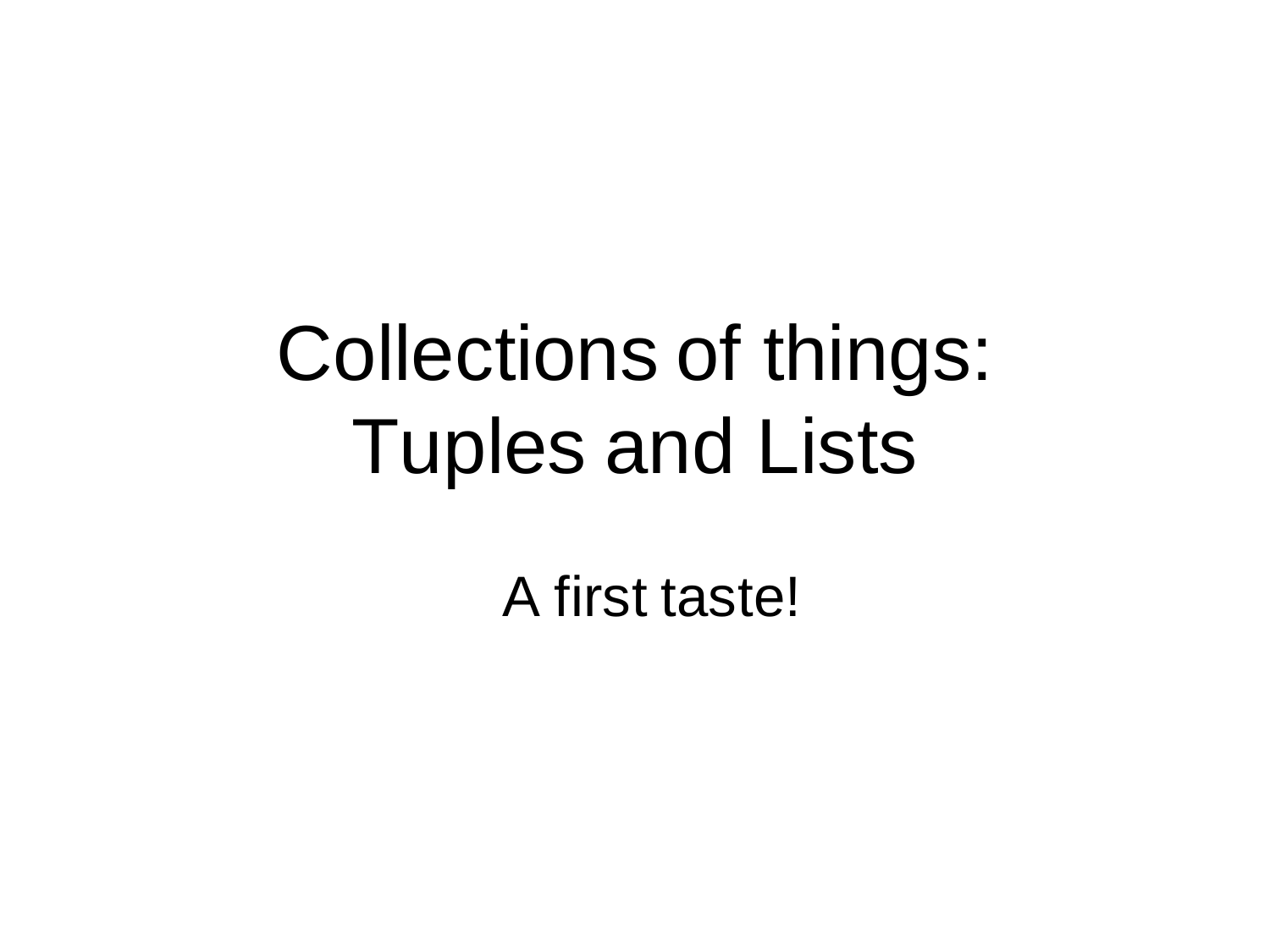# Collections of things: Tuples and Lists

A first taste!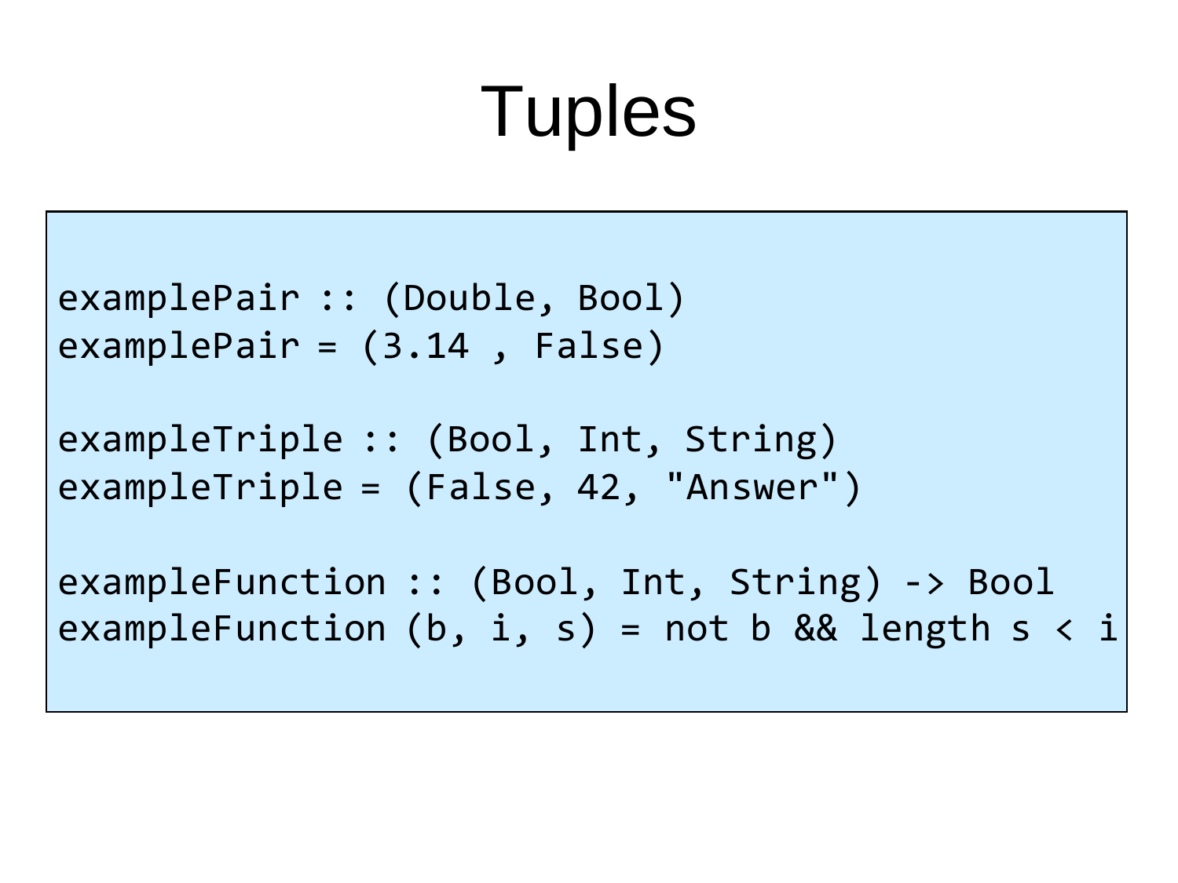# Tuples

```haskell
examplePair :: (Double, Bool)
examplePair = (3.14 , False)

exampleTriple :: (Bool, Int, String)
exampleTriple = (False, 42, "Answer")

exampleFunction :: (Bool, Int, String) -> Bool
exampleFunction (b, i, s) = not b && length s < i
```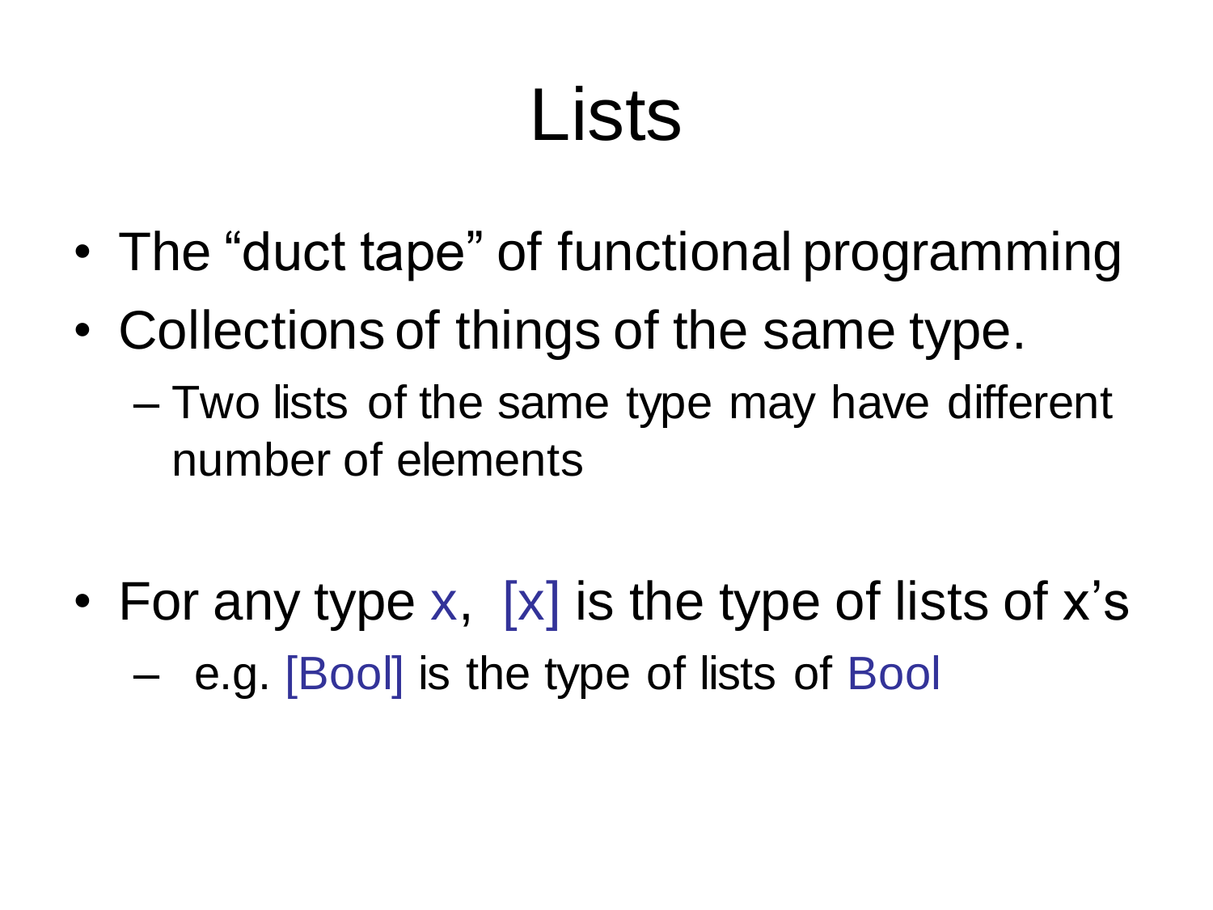# Lists

- The "duct tape" of functional programming
- Collections of things of the same type.
  - Two lists of the same type may have different number of elements

- For any type x, [x] is the type of lists of x's
  - e.g. [Bool] is the type of lists of Bool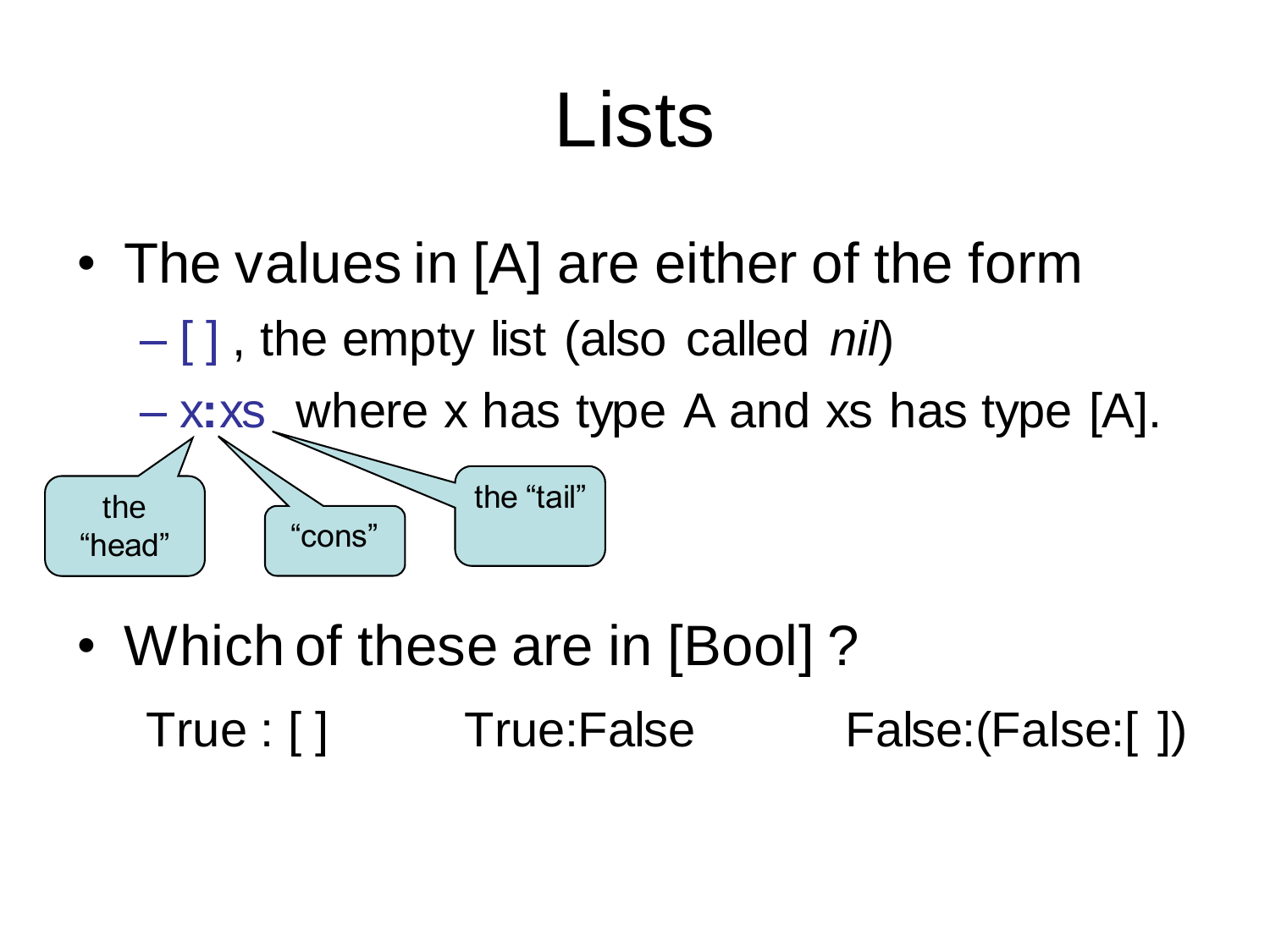# Lists

- The values in [A] are either of the form
  - [ ] , the empty list (also called *nil*)
  - x**:**xs where x has type A and xs has type [A].

the "head"

"cons"

the "tail"

- Which of these are in [Bool] ?

True : [ ]        True:False        False:(False:[ ])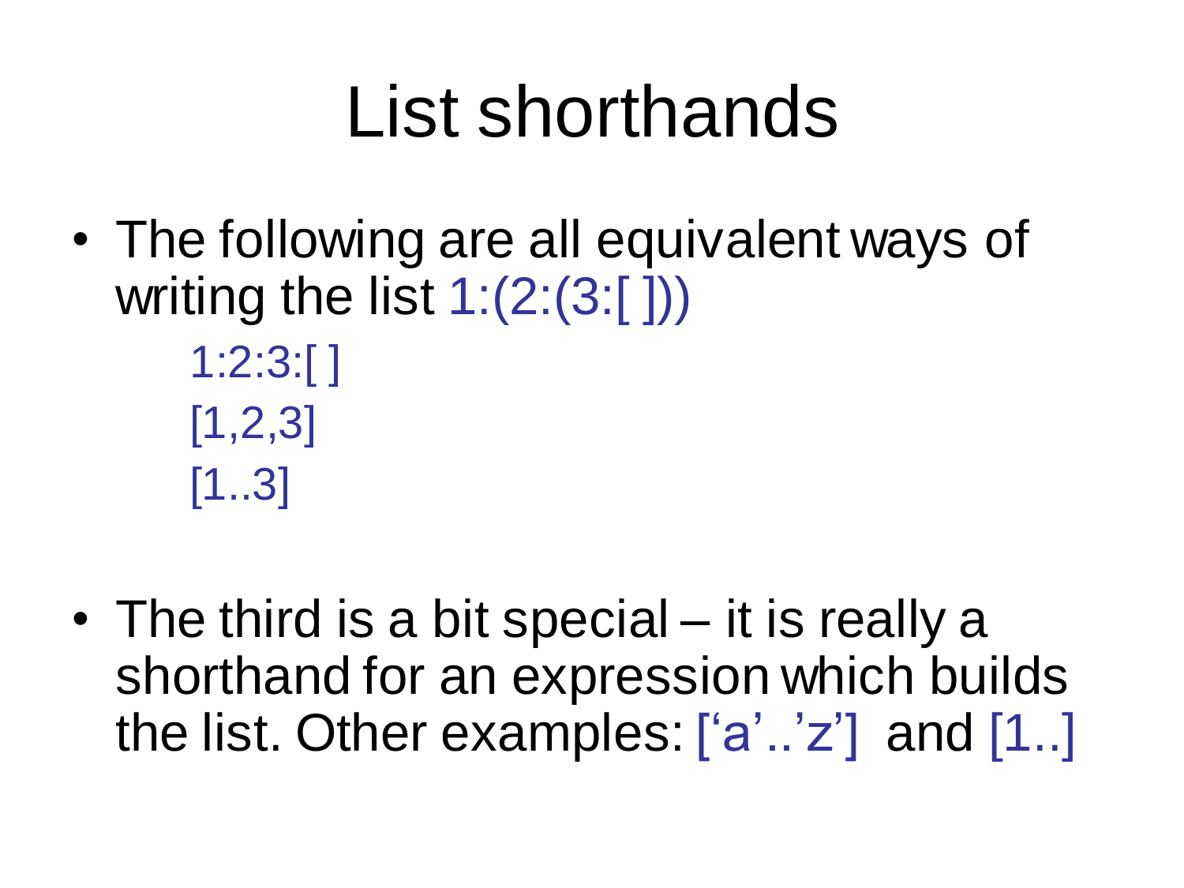# List shorthands

- The following are all equivalent ways of writing the list 1:(2:(3:[ ]))

  ```
  1:2:3:[ ]
  [1,2,3]
  [1..3]
  ```

- The third is a bit special – it is really a shorthand for an expression which builds the list. Other examples: ['a'..'z'] and [1..]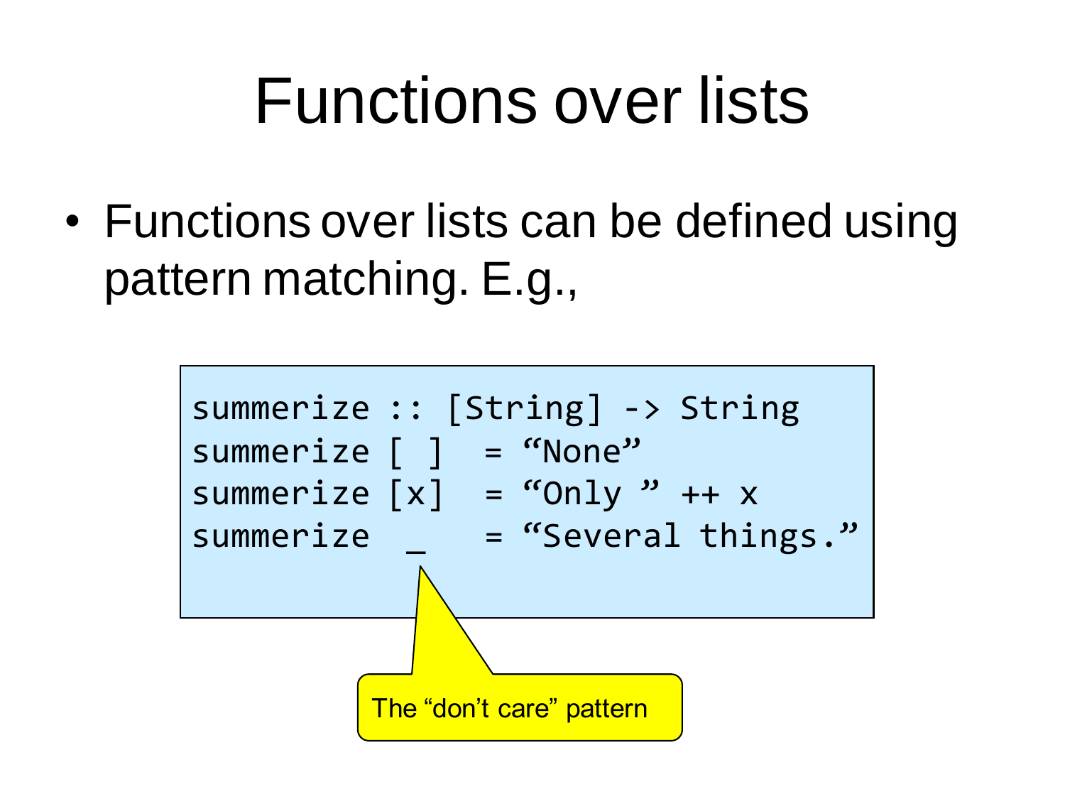# Functions over lists

- Functions over lists can be defined using pattern matching. E.g.,

```
summerize :: [String] -> String
summerize [ ]  = “None”
summerize [x]  = “Only ” ++ x
summerize  _   = “Several things.”
```

The “don’t care” pattern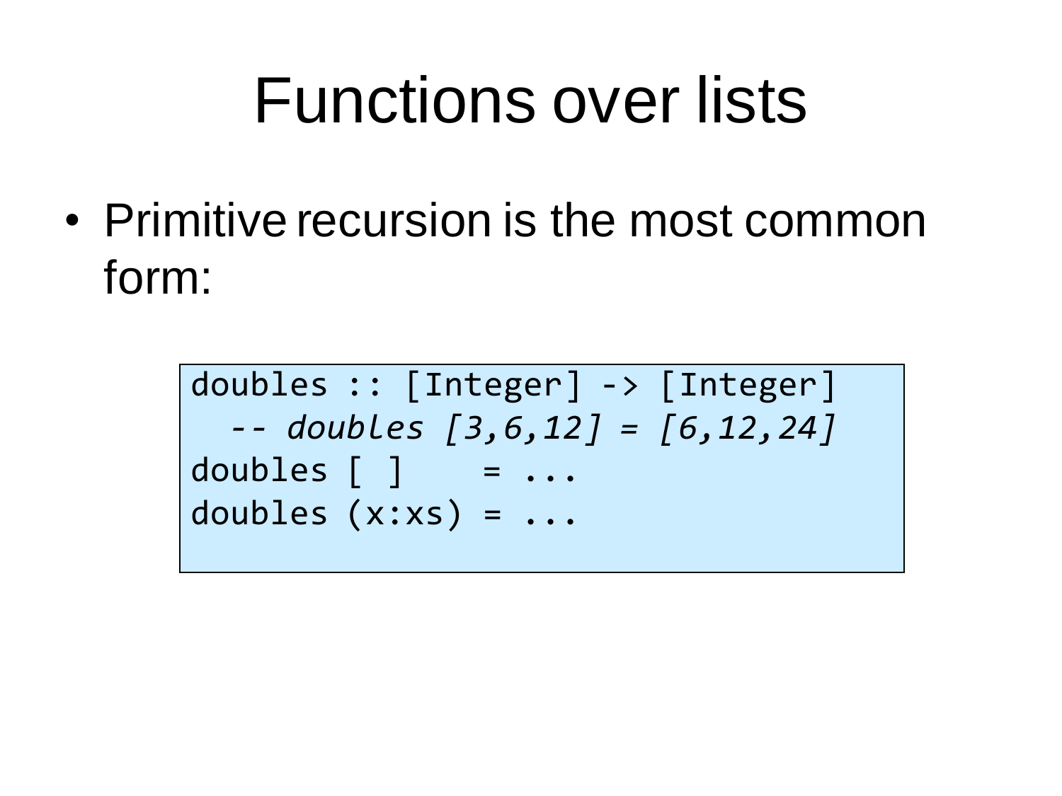# Functions over lists

- Primitive recursion is the most common form:

```
doubles :: [Integer] -> [Integer]
  -- doubles [3,6,12] = [6,12,24]
doubles [ ]    = ...
doubles (x:xs) = ...
```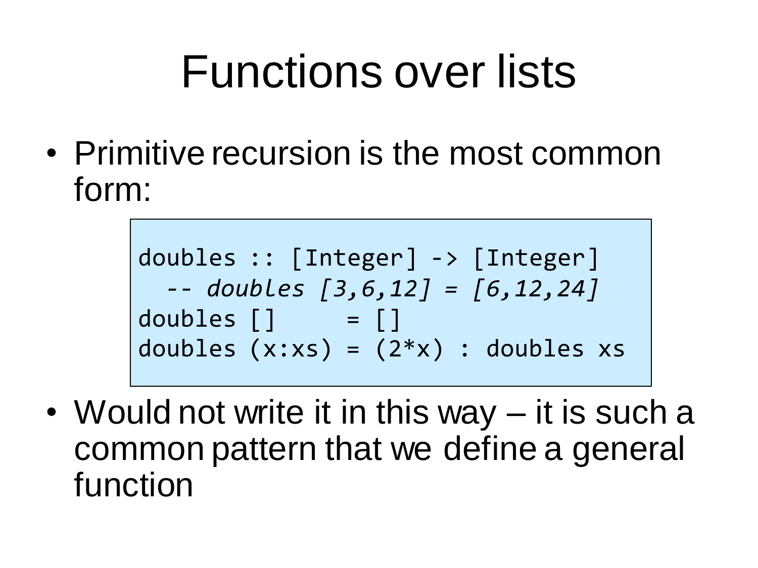# Functions over lists

- Primitive recursion is the most common form:

```
doubles :: [Integer] -> [Integer]
  -- doubles [3,6,12] = [6,12,24]
doubles []     = []
doubles (x:xs) = (2*x) : doubles xs
```

- Would not write it in this way – it is such a common pattern that we define a general function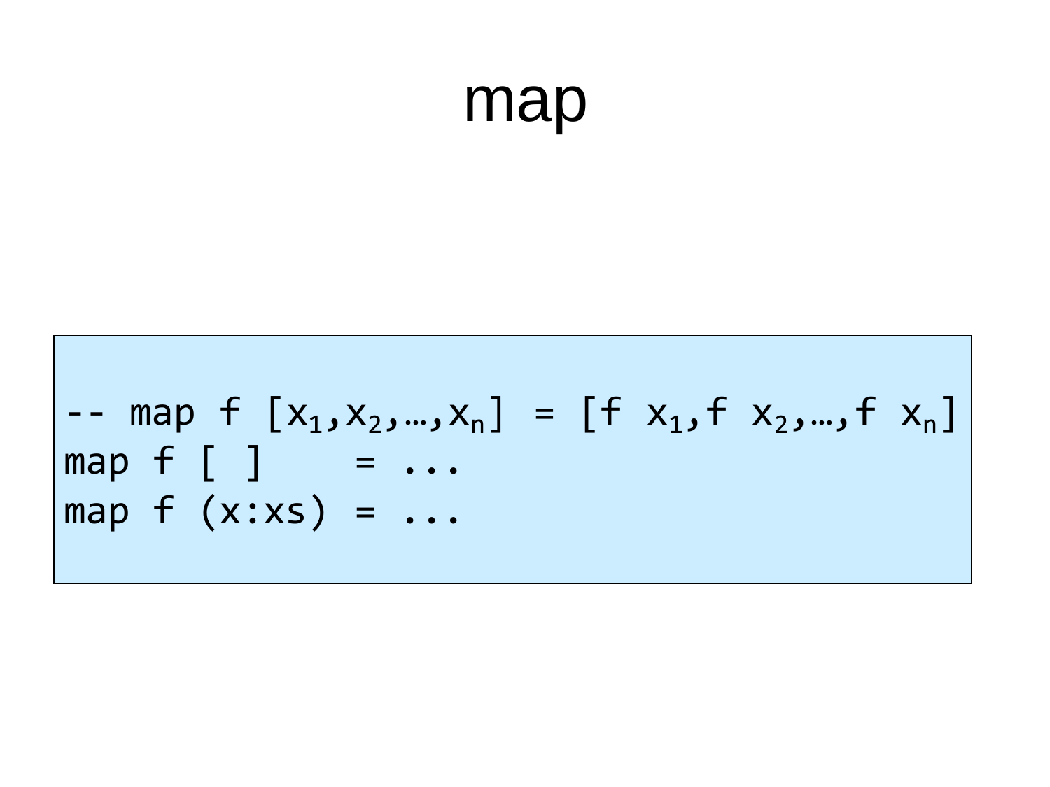# map

```
-- map f [x₁,x₂,…,xₙ] = [f x₁,f x₂,…,f xₙ]
map f [ ]    = ...
map f (x:xs) = ...
```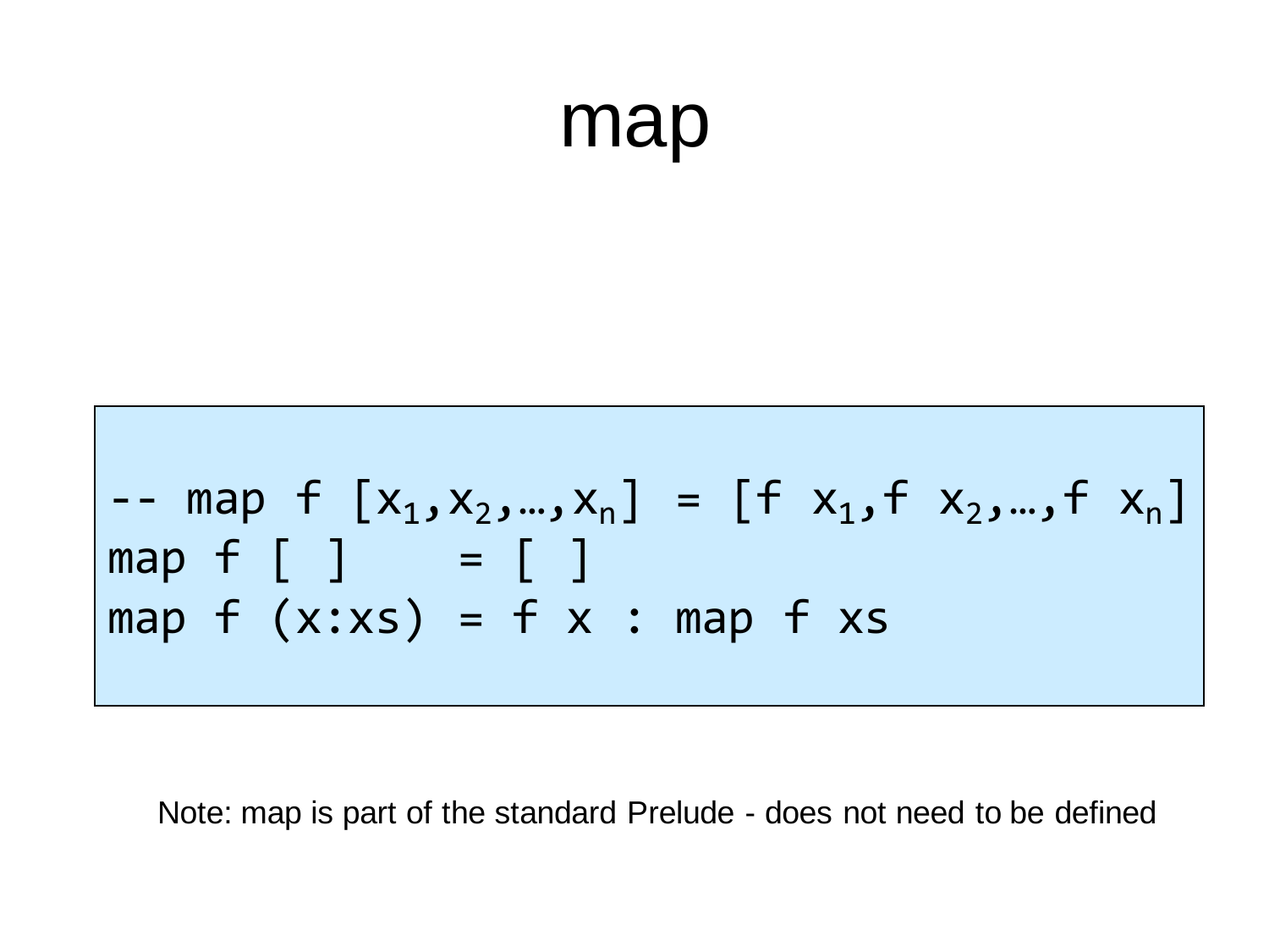# map

```
-- map f [x₁,x₂,…,xₙ] = [f x₁,f x₂,…,f xₙ]
map f [ ]    = [ ]
map f (x:xs) = f x : map f xs
```

Note: map is part of the standard Prelude - does not need to be defined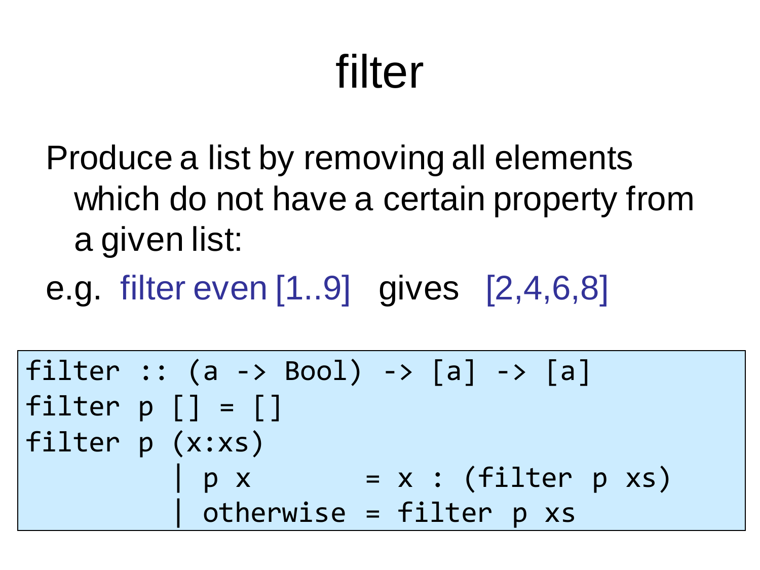# filter

Produce a list by removing all elements which do not have a certain property from a given list:

e.g. filter even [1..9] gives [2,4,6,8]

```
filter :: (a -> Bool) -> [a] -> [a]
filter p [] = []
filter p (x:xs)
         | p x       = x : (filter p xs)
         | otherwise = filter p xs
```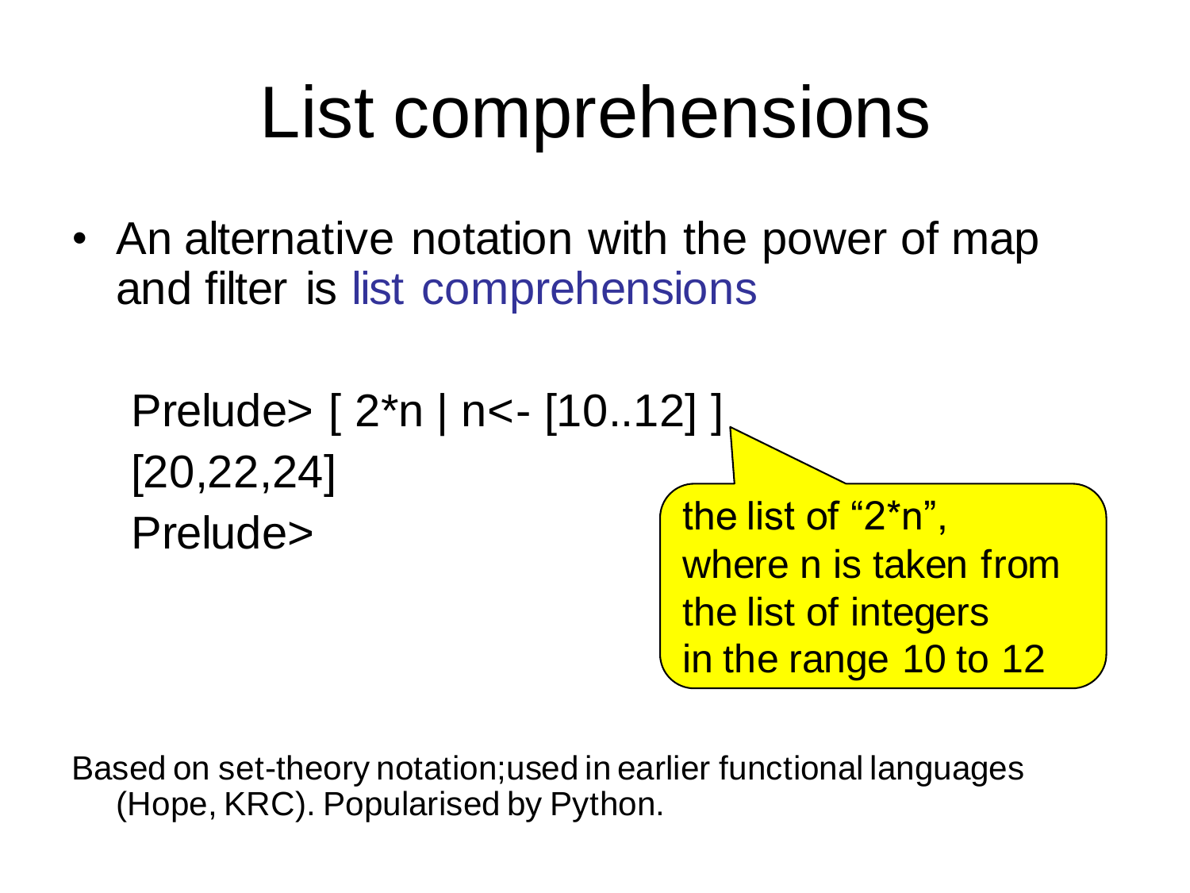# List comprehensions

- An alternative notation with the power of map and filter is list comprehensions

```
Prelude> [ 2*n | n<- [10..12] ]
[20,22,24]
Prelude>
```

the list of “2*n”, where n is taken from the list of integers in the range 10 to 12

Based on set-theory notation;used in earlier functional languages (Hope, KRC). Popularised by Python.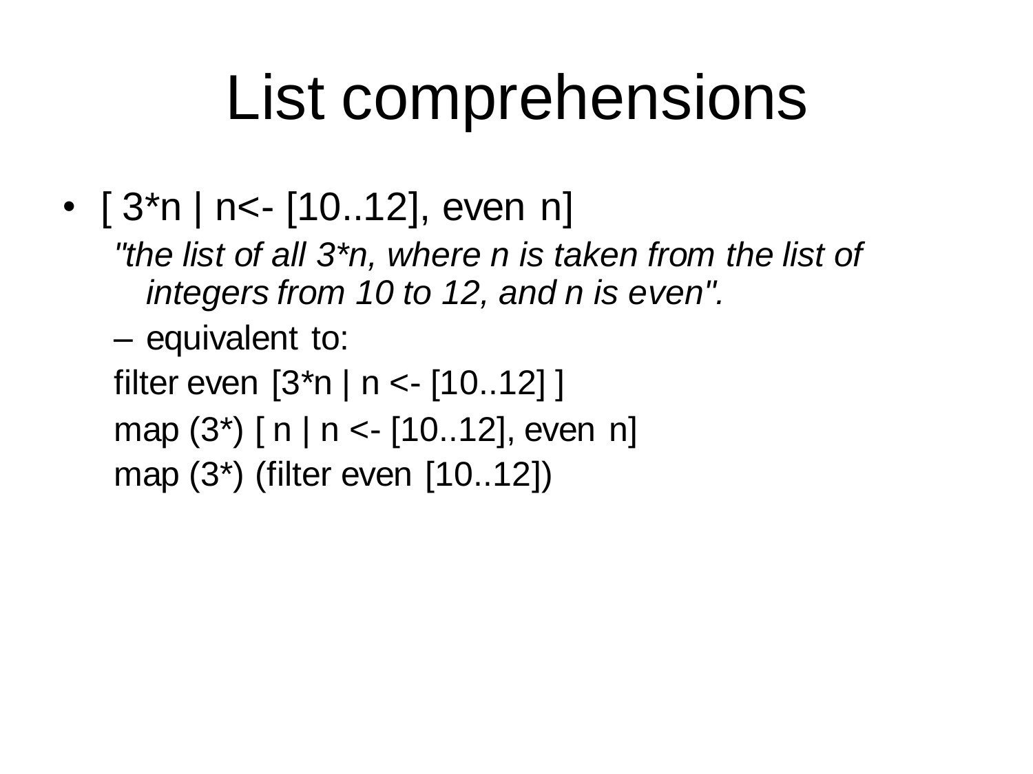# List comprehensions

- [ 3*n | n<- [10..12], even n]

  *"the list of all 3*n, where n is taken from the list of integers from 10 to 12, and n is even".*

  – equivalent to:

  filter even [3*n | n <- [10..12] ]

  map (3*) [ n | n <- [10..12], even n]

  map (3*) (filter even [10..12])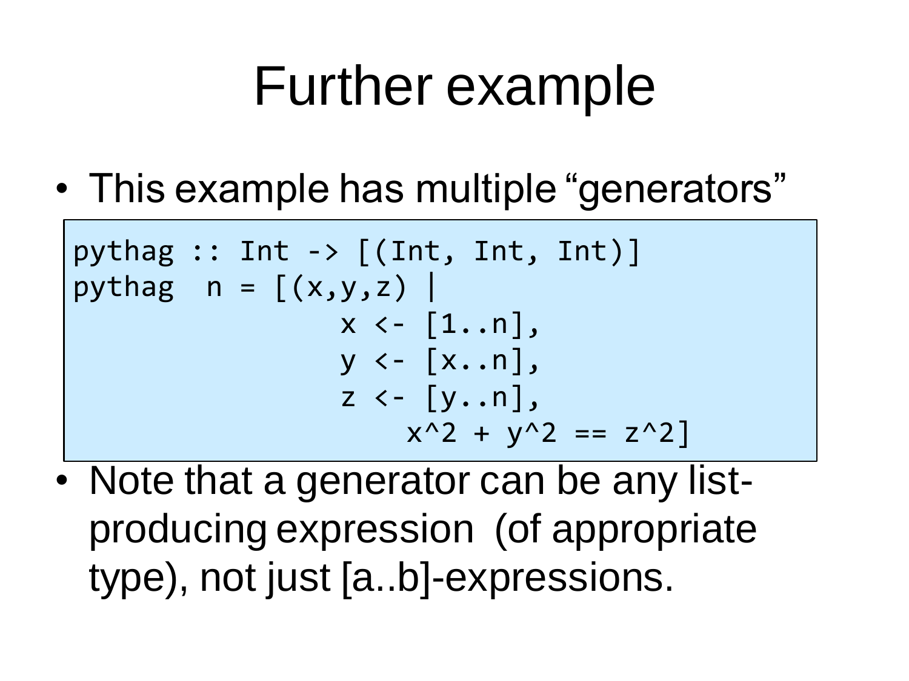# Further example

- This example has multiple "generators"

```
pythag :: Int -> [(Int, Int, Int)]
pythag  n = [(x,y,z) |
                x <- [1..n],
                y <- [x..n],
                z <- [y..n],
                    x^2 + y^2 == z^2]
```

- Note that a generator can be any list-producing expression (of appropriate type), not just [a..b]-expressions.